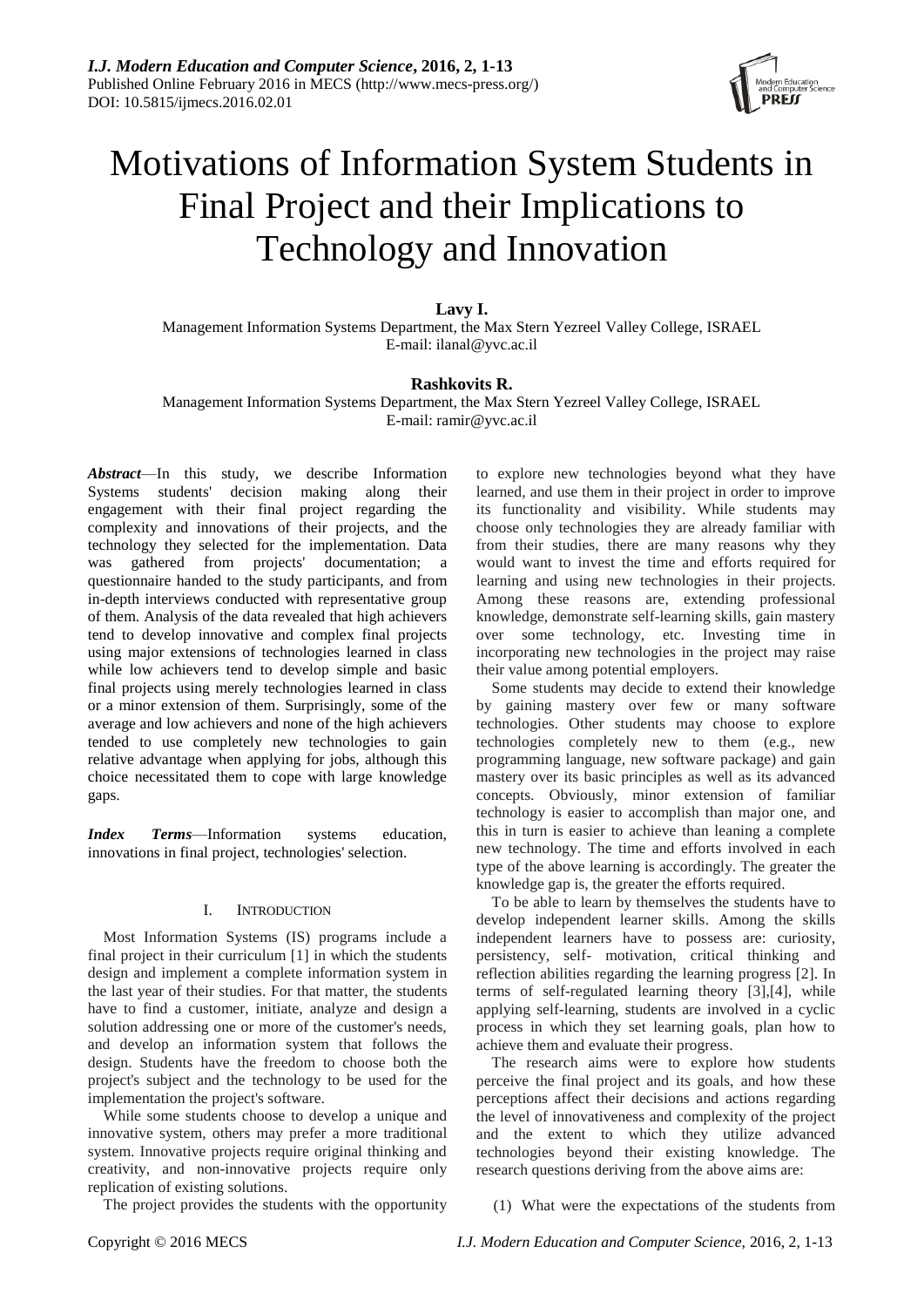# Motivations of Information System Students in Final Project and their Implications to Technology and Innovation

**Lavy I.**

Management Information Systems Department, the Max Stern Yezreel Valley College, ISRAEL
E-mail: ilanal@yvc.ac.il

**Rashkovits R.**

Management Information Systems Department, the Max Stern Yezreel Valley College, ISRAEL
E-mail: ramir@yvc.ac.il

***Abstract***—In this study, we describe Information Systems students' decision making along their engagement with their final project regarding the complexity and innovations of their projects, and the technology they selected for the implementation. Data was gathered from projects' documentation; a questionnaire handed to the study participants, and from in-depth interviews conducted with representative group of them. Analysis of the data revealed that high achievers tend to develop innovative and complex final projects using major extensions of technologies learned in class while low achievers tend to develop simple and basic final projects using merely technologies learned in class or a minor extension of them. Surprisingly, some of the average and low achievers and none of the high achievers tended to use completely new technologies to gain relative advantage when applying for jobs, although this choice necessitated them to cope with large knowledge gaps.

***Index Terms***—Information systems education, innovations in final project, technologies' selection.

## I. Introduction

Most Information Systems (IS) programs include a final project in their curriculum [1] in which the students design and implement a complete information system in the last year of their studies. For that matter, the students have to find a customer, initiate, analyze and design a solution addressing one or more of the customer's needs, and develop an information system that follows the design. Students have the freedom to choose both the project's subject and the technology to be used for the implementation the project's software.

While some students choose to develop a unique and innovative system, others may prefer a more traditional system. Innovative projects require original thinking and creativity, and non-innovative projects require only replication of existing solutions.

The project provides the students with the opportunity to explore new technologies beyond what they have learned, and use them in their project in order to improve its functionality and visibility. While students may choose only technologies they are already familiar with from their studies, there are many reasons why they would want to invest the time and efforts required for learning and using new technologies in their projects. Among these reasons are, extending professional knowledge, demonstrate self-learning skills, gain mastery over some technology, etc. Investing time in incorporating new technologies in the project may raise their value among potential employers.

Some students may decide to extend their knowledge by gaining mastery over few or many software technologies. Other students may choose to explore technologies completely new to them (e.g., new programming language, new software package) and gain mastery over its basic principles as well as its advanced concepts. Obviously, minor extension of familiar technology is easier to accomplish than major one, and this in turn is easier to achieve than leaning a complete new technology. The time and efforts involved in each type of the above learning is accordingly. The greater the knowledge gap is, the greater the efforts required.

To be able to learn by themselves the students have to develop independent learner skills. Among the skills independent learners have to possess are: curiosity, persistency, self- motivation, critical thinking and reflection abilities regarding the learning progress [2]. In terms of self-regulated learning theory [3],[4], while applying self-learning, students are involved in a cyclic process in which they set learning goals, plan how to achieve them and evaluate their progress.

The research aims were to explore how students perceive the final project and its goals, and how these perceptions affect their decisions and actions regarding the level of innovativeness and complexity of the project and the extent to which they utilize advanced technologies beyond their existing knowledge. The research questions deriving from the above aims are:

(1) What were the expectations of the students from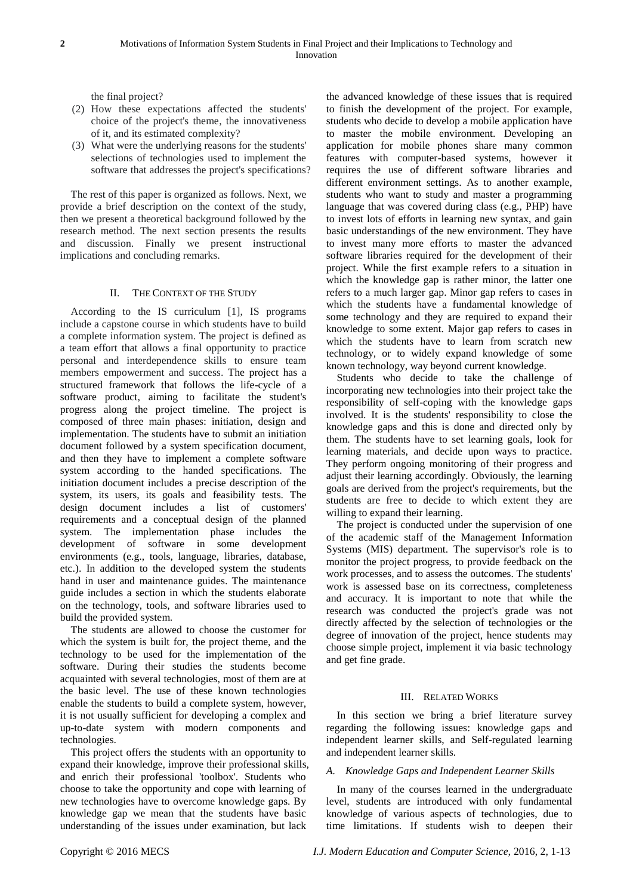the final project?

(2) How these expectations affected the students' choice of the project's theme, the innovativeness of it, and its estimated complexity?
(3) What were the underlying reasons for the students' selections of technologies used to implement the software that addresses the project's specifications?

The rest of this paper is organized as follows. Next, we provide a brief description on the context of the study, then we present a theoretical background followed by the research method. The next section presents the results and discussion. Finally we present instructional implications and concluding remarks.

## II. The Context of the Study

According to the IS curriculum [1], IS programs include a capstone course in which students have to build a complete information system. The project is defined as a team effort that allows a final opportunity to practice personal and interdependence skills to ensure team members empowerment and success. The project has a structured framework that follows the life-cycle of a software product, aiming to facilitate the student's progress along the project timeline. The project is composed of three main phases: initiation, design and implementation. The students have to submit an initiation document followed by a system specification document, and then they have to implement a complete software system according to the handed specifications. The initiation document includes a precise description of the system, its users, its goals and feasibility tests. The design document includes a list of customers' requirements and a conceptual design of the planned system. The implementation phase includes the development of software in some development environments (e.g., tools, language, libraries, database, etc.). In addition to the developed system the students hand in user and maintenance guides. The maintenance guide includes a section in which the students elaborate on the technology, tools, and software libraries used to build the provided system.

The students are allowed to choose the customer for which the system is built for, the project theme, and the technology to be used for the implementation of the software. During their studies the students become acquainted with several technologies, most of them are at the basic level. The use of these known technologies enable the students to build a complete system, however, it is not usually sufficient for developing a complex and up-to-date system with modern components and technologies.

This project offers the students with an opportunity to expand their knowledge, improve their professional skills, and enrich their professional 'toolbox'. Students who choose to take the opportunity and cope with learning of new technologies have to overcome knowledge gaps. By knowledge gap we mean that the students have basic understanding of the issues under examination, but lack the advanced knowledge of these issues that is required to finish the development of the project. For example, students who decide to develop a mobile application have to master the mobile environment. Developing an application for mobile phones share many common features with computer-based systems, however it requires the use of different software libraries and different environment settings. As to another example, students who want to study and master a programming language that was covered during class (e.g., PHP) have to invest lots of efforts in learning new syntax, and gain basic understandings of the new environment. They have to invest many more efforts to master the advanced software libraries required for the development of their project. While the first example refers to a situation in which the knowledge gap is rather minor, the latter one refers to a much larger gap. Minor gap refers to cases in which the students have a fundamental knowledge of some technology and they are required to expand their knowledge to some extent. Major gap refers to cases in which the students have to learn from scratch new technology, or to widely expand knowledge of some known technology, way beyond current knowledge.

Students who decide to take the challenge of incorporating new technologies into their project take the responsibility of self-coping with the knowledge gaps involved. It is the students' responsibility to close the knowledge gaps and this is done and directed only by them. The students have to set learning goals, look for learning materials, and decide upon ways to practice. They perform ongoing monitoring of their progress and adjust their learning accordingly. Obviously, the learning goals are derived from the project's requirements, but the students are free to decide to which extent they are willing to expand their learning.

The project is conducted under the supervision of one of the academic staff of the Management Information Systems (MIS) department. The supervisor's role is to monitor the project progress, to provide feedback on the work processes, and to assess the outcomes. The students' work is assessed base on its correctness, completeness and accuracy. It is important to note that while the research was conducted the project's grade was not directly affected by the selection of technologies or the degree of innovation of the project, hence students may choose simple project, implement it via basic technology and get fine grade.

## III. Related Works

In this section we bring a brief literature survey regarding the following issues: knowledge gaps and independent learner skills, and Self-regulated learning and independent learner skills.

### *A. Knowledge Gaps and Independent Learner Skills*

In many of the courses learned in the undergraduate level, students are introduced with only fundamental knowledge of various aspects of technologies, due to time limitations. If students wish to deepen their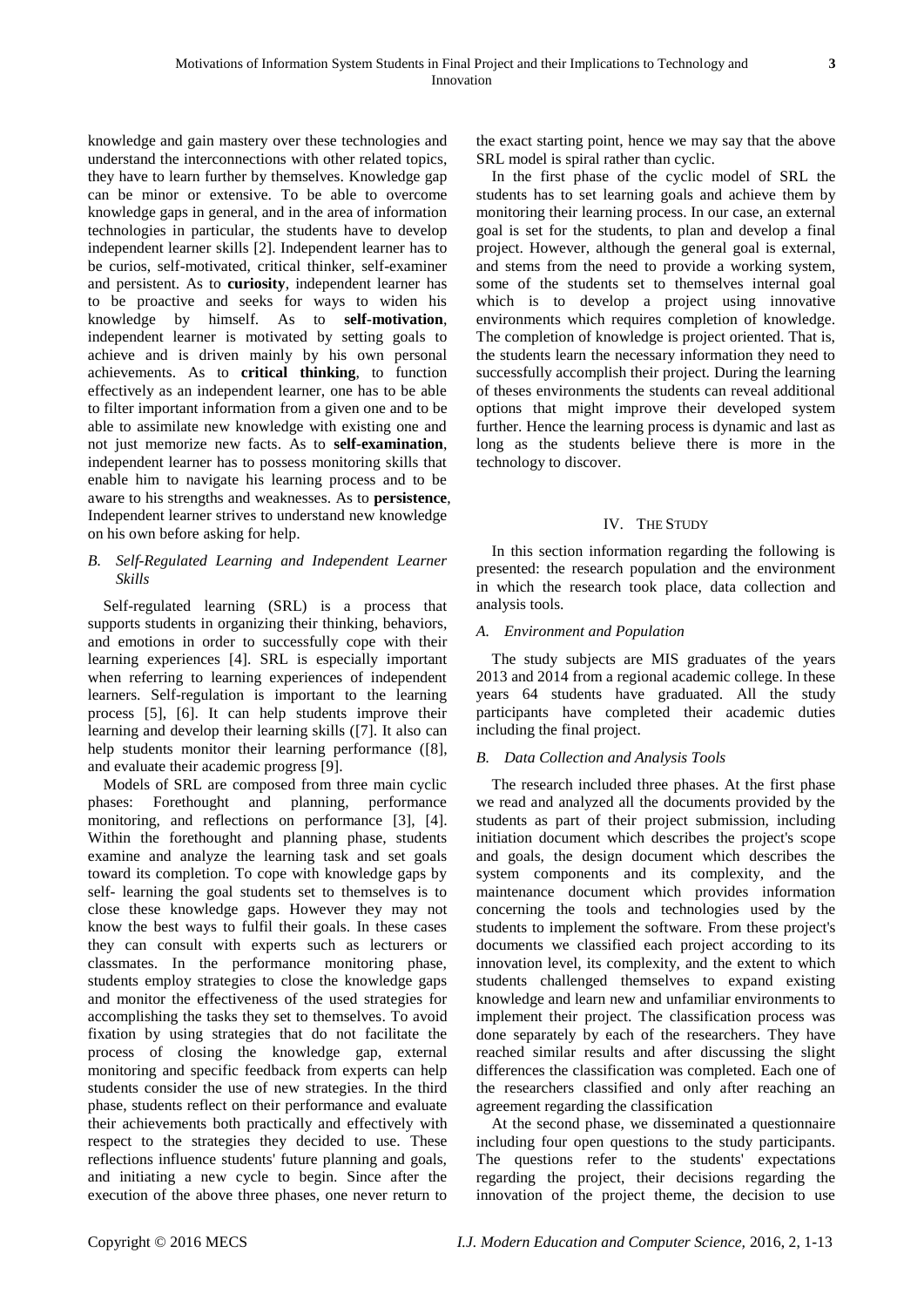knowledge and gain mastery over these technologies and understand the interconnections with other related topics, they have to learn further by themselves. Knowledge gap can be minor or extensive. To be able to overcome knowledge gaps in general, and in the area of information technologies in particular, the students have to develop independent learner skills [2]. Independent learner has to be curios, self-motivated, critical thinker, self-examiner and persistent. As to **curiosity**, independent learner has to be proactive and seeks for ways to widen his knowledge by himself. As to **self-motivation**, independent learner is motivated by setting goals to achieve and is driven mainly by his own personal achievements. As to **critical thinking**, to function effectively as an independent learner, one has to be able to filter important information from a given one and to be able to assimilate new knowledge with existing one and not just memorize new facts. As to **self-examination**, independent learner has to possess monitoring skills that enable him to navigate his learning process and to be aware to his strengths and weaknesses. As to **persistence**, Independent learner strives to understand new knowledge on his own before asking for help.

### *B. Self-Regulated Learning and Independent Learner Skills*

Self-regulated learning (SRL) is a process that supports students in organizing their thinking, behaviors, and emotions in order to successfully cope with their learning experiences [4]. SRL is especially important when referring to learning experiences of independent learners. Self-regulation is important to the learning process [5], [6]. It can help students improve their learning and develop their learning skills ([7]. It also can help students monitor their learning performance ([8], and evaluate their academic progress [9].

Models of SRL are composed from three main cyclic phases: Forethought and planning, performance monitoring, and reflections on performance [3], [4]. Within the forethought and planning phase, students examine and analyze the learning task and set goals toward its completion. To cope with knowledge gaps by self- learning the goal students set to themselves is to close these knowledge gaps. However they may not know the best ways to fulfil their goals. In these cases they can consult with experts such as lecturers or classmates. In the performance monitoring phase, students employ strategies to close the knowledge gaps and monitor the effectiveness of the used strategies for accomplishing the tasks they set to themselves. To avoid fixation by using strategies that do not facilitate the process of closing the knowledge gap, external monitoring and specific feedback from experts can help students consider the use of new strategies. In the third phase, students reflect on their performance and evaluate their achievements both practically and effectively with respect to the strategies they decided to use. These reflections influence students' future planning and goals, and initiating a new cycle to begin. Since after the execution of the above three phases, one never return to the exact starting point, hence we may say that the above SRL model is spiral rather than cyclic.

In the first phase of the cyclic model of SRL the students has to set learning goals and achieve them by monitoring their learning process. In our case, an external goal is set for the students, to plan and develop a final project. However, although the general goal is external, and stems from the need to provide a working system, some of the students set to themselves internal goal which is to develop a project using innovative environments which requires completion of knowledge. The completion of knowledge is project oriented. That is, the students learn the necessary information they need to successfully accomplish their project. During the learning of theses environments the students can reveal additional options that might improve their developed system further. Hence the learning process is dynamic and last as long as the students believe there is more in the technology to discover.

## IV. The Study

In this section information regarding the following is presented: the research population and the environment in which the research took place, data collection and analysis tools.

### *A. Environment and Population*

The study subjects are MIS graduates of the years 2013 and 2014 from a regional academic college. In these years 64 students have graduated. All the study participants have completed their academic duties including the final project.

### *B. Data Collection and Analysis Tools*

The research included three phases. At the first phase we read and analyzed all the documents provided by the students as part of their project submission, including initiation document which describes the project's scope and goals, the design document which describes the system components and its complexity, and the maintenance document which provides information concerning the tools and technologies used by the students to implement the software. From these project's documents we classified each project according to its innovation level, its complexity, and the extent to which students challenged themselves to expand existing knowledge and learn new and unfamiliar environments to implement their project. The classification process was done separately by each of the researchers. They have reached similar results and after discussing the slight differences the classification was completed. Each one of the researchers classified and only after reaching an agreement regarding the classification

At the second phase, we disseminated a questionnaire including four open questions to the study participants. The questions refer to the students' expectations regarding the project, their decisions regarding the innovation of the project theme, the decision to use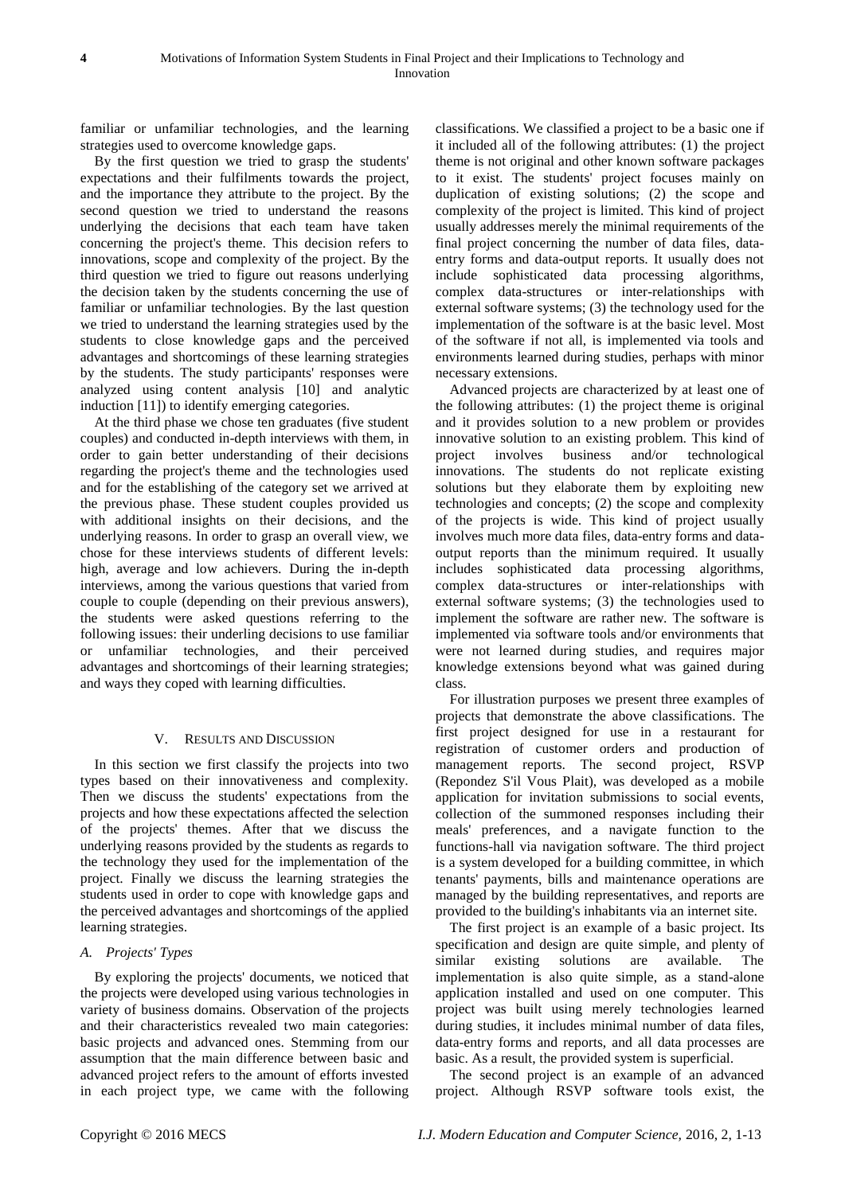familiar or unfamiliar technologies, and the learning strategies used to overcome knowledge gaps.

By the first question we tried to grasp the students' expectations and their fulfilments towards the project, and the importance they attribute to the project. By the second question we tried to understand the reasons underlying the decisions that each team have taken concerning the project's theme. This decision refers to innovations, scope and complexity of the project. By the third question we tried to figure out reasons underlying the decision taken by the students concerning the use of familiar or unfamiliar technologies. By the last question we tried to understand the learning strategies used by the students to close knowledge gaps and the perceived advantages and shortcomings of these learning strategies by the students. The study participants' responses were analyzed using content analysis [10] and analytic induction [11]) to identify emerging categories.

At the third phase we chose ten graduates (five student couples) and conducted in-depth interviews with them, in order to gain better understanding of their decisions regarding the project's theme and the technologies used and for the establishing of the category set we arrived at the previous phase. These student couples provided us with additional insights on their decisions, and the underlying reasons. In order to grasp an overall view, we chose for these interviews students of different levels: high, average and low achievers. During the in-depth interviews, among the various questions that varied from couple to couple (depending on their previous answers), the students were asked questions referring to the following issues: their underling decisions to use familiar or unfamiliar technologies, and their perceived advantages and shortcomings of their learning strategies; and ways they coped with learning difficulties.

## V. Results and Discussion

In this section we first classify the projects into two types based on their innovativeness and complexity. Then we discuss the students' expectations from the projects and how these expectations affected the selection of the projects' themes. After that we discuss the underlying reasons provided by the students as regards to the technology they used for the implementation of the project. Finally we discuss the learning strategies the students used in order to cope with knowledge gaps and the perceived advantages and shortcomings of the applied learning strategies.

### *A. Projects' Types*

By exploring the projects' documents, we noticed that the projects were developed using various technologies in variety of business domains. Observation of the projects and their characteristics revealed two main categories: basic projects and advanced ones. Stemming from our assumption that the main difference between basic and advanced project refers to the amount of efforts invested in each project type, we came with the following classifications. We classified a project to be a basic one if it included all of the following attributes: (1) the project theme is not original and other known software packages to it exist. The students' project focuses mainly on duplication of existing solutions; (2) the scope and complexity of the project is limited. This kind of project usually addresses merely the minimal requirements of the final project concerning the number of data files, data-entry forms and data-output reports. It usually does not include sophisticated data processing algorithms, complex data-structures or inter-relationships with external software systems; (3) the technology used for the implementation of the software is at the basic level. Most of the software if not all, is implemented via tools and environments learned during studies, perhaps with minor necessary extensions.

Advanced projects are characterized by at least one of the following attributes: (1) the project theme is original and it provides solution to a new problem or provides innovative solution to an existing problem. This kind of project involves business and/or technological innovations. The students do not replicate existing solutions but they elaborate them by exploiting new technologies and concepts; (2) the scope and complexity of the projects is wide. This kind of project usually involves much more data files, data-entry forms and data-output reports than the minimum required. It usually includes sophisticated data processing algorithms, complex data-structures or inter-relationships with external software systems; (3) the technologies used to implement the software are rather new. The software is implemented via software tools and/or environments that were not learned during studies, and requires major knowledge extensions beyond what was gained during class.

For illustration purposes we present three examples of projects that demonstrate the above classifications. The first project designed for use in a restaurant for registration of customer orders and production of management reports. The second project, RSVP (Repondez S'il Vous Plait), was developed as a mobile application for invitation submissions to social events, collection of the summoned responses including their meals' preferences, and a navigate function to the functions-hall via navigation software. The third project is a system developed for a building committee, in which tenants' payments, bills and maintenance operations are managed by the building representatives, and reports are provided to the building's inhabitants via an internet site.

The first project is an example of a basic project. Its specification and design are quite simple, and plenty of similar existing solutions are available. The implementation is also quite simple, as a stand-alone application installed and used on one computer. This project was built using merely technologies learned during studies, it includes minimal number of data files, data-entry forms and reports, and all data processes are basic. As a result, the provided system is superficial.

The second project is an example of an advanced project. Although RSVP software tools exist, the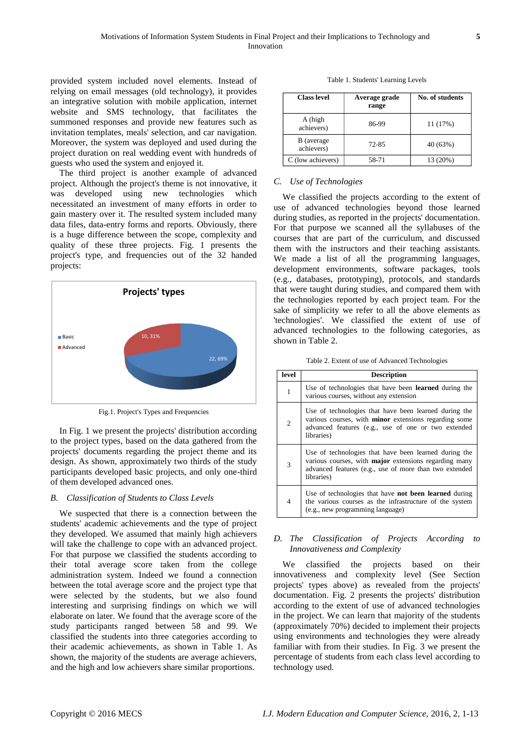provided system included novel elements. Instead of relying on email messages (old technology), it provides an integrative solution with mobile application, internet website and SMS technology, that facilitates the summoned responses and provide new features such as invitation templates, meals' selection, and car navigation. Moreover, the system was deployed and used during the project duration on real wedding event with hundreds of guests who used the system and enjoyed it.

The third project is another example of advanced project. Although the project's theme is not innovative, it was developed using new technologies which necessitated an investment of many efforts in order to gain mastery over it. The resulted system included many data files, data-entry forms and reports. Obviously, there is a huge difference between the scope, complexity and quality of these three projects. Fig. 1 presents the project's type, and frequencies out of the 32 handed projects:

Projects' types

- Basic: 22, 69%
- Advanced: 10, 31%

Fig.1. Project's Types and Frequencies

In Fig. 1 we present the projects' distribution according to the project types, based on the data gathered from the projects' documents regarding the project theme and its design. As shown, approximately two thirds of the study participants developed basic projects, and only one-third of them developed advanced ones.

### *B. Classification of Students to Class Levels*

We suspected that there is a connection between the students' academic achievements and the type of project they developed. We assumed that mainly high achievers will take the challenge to cope with an advanced project. For that purpose we classified the students according to their total average score taken from the college administration system. Indeed we found a connection between the total average score and the project type that were selected by the students, but we also found interesting and surprising findings on which we will elaborate on later. We found that the average score of the study participants ranged between 58 and 99. We classified the students into three categories according to their academic achievements, as shown in Table 1. As shown, the majority of the students are average achievers, and the high and low achievers share similar proportions.

Table 1. Students' Learning Levels

| Class level | Average grade range | No. of students |
|---|---|---|
| A (high achievers) | 86-99 | 11 (17%) |
| B (average achievers) | 72-85 | 40 (63%) |
| C (low achievers) | 58-71 | 13 (20%) |

### *C. Use of Technologies*

We classified the projects according to the extent of use of advanced technologies beyond those learned during studies, as reported in the projects' documentation. For that purpose we scanned all the syllabuses of the courses that are part of the curriculum, and discussed them with the instructors and their teaching assistants. We made a list of all the programming languages, development environments, software packages, tools (e.g., databases, prototyping), protocols, and standards that were taught during studies, and compared them with the technologies reported by each project team. For the sake of simplicity we refer to all the above elements as 'technologies'. We classified the extent of use of advanced technologies to the following categories, as shown in Table 2.

Table 2. Extent of use of Advanced Technologies

| level | Description |
|---|---|
| 1 | Use of technologies that have been **learned** during the various courses, without any extension |
| 2 | Use of technologies that have been learned during the various courses, with **minor** extensions regarding some advanced features (e.g., use of one or two extended libraries) |
| 3 | Use of technologies that have been learned during the various courses, with **major** extensions regarding many advanced features (e.g., use of more than two extended libraries) |
| 4 | Use of technologies that have **not been learned** during the various courses as the infrastructure of the system (e.g., new programming language) |

### *D. The Classification of Projects According to Innovativeness and Complexity*

We classified the projects based on their innovativeness and complexity level (See Section projects' types above) as revealed from the projects' documentation. Fig. 2 presents the projects' distribution according to the extent of use of advanced technologies in the project. We can learn that majority of the students (approximately 70%) decided to implement their projects using environments and technologies they were already familiar with from their studies. In Fig. 3 we present the percentage of students from each class level according to technology used.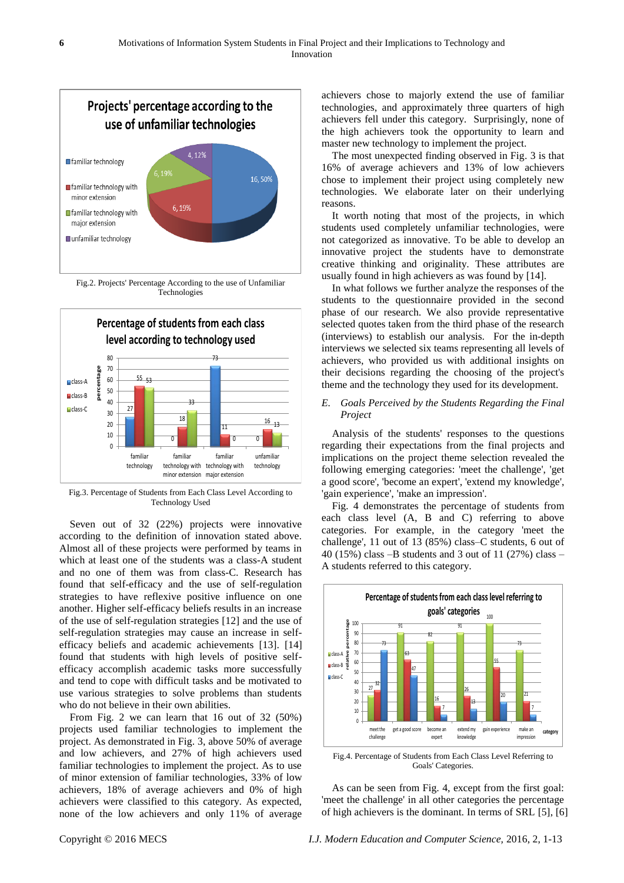Fig.2. Projects' Percentage According to the use of Unfamiliar Technologies

Fig.3. Percentage of Students from Each Class Level According to Technology Used

Seven out of 32 (22%) projects were innovative according to the definition of innovation stated above. Almost all of these projects were performed by teams in which at least one of the students was a class-A student and no one of them was from class-C. Research has found that self-efficacy and the use of self-regulation strategies to have reflexive positive influence on one another. Higher self-efficacy beliefs results in an increase of the use of self-regulation strategies [12] and the use of self-regulation strategies may cause an increase in self-efficacy beliefs and academic achievements [13]. [14] found that students with high levels of positive self-efficacy accomplish academic tasks more successfully and tend to cope with difficult tasks and be motivated to use various strategies to solve problems than students who do not believe in their own abilities.

From Fig. 2 we can learn that 16 out of 32 (50%) projects used familiar technologies to implement the project. As demonstrated in Fig. 3, above 50% of average and low achievers, and 27% of high achievers used familiar technologies to implement the project. As to use of minor extension of familiar technologies, 33% of low achievers, 18% of average achievers and 0% of high achievers were classified to this category. As expected, none of the low achievers and only 11% of average achievers chose to majorly extend the use of familiar technologies, and approximately three quarters of high achievers fell under this category. Surprisingly, none of the high achievers took the opportunity to learn and master new technology to implement the project.

The most unexpected finding observed in Fig. 3 is that 16% of average achievers and 13% of low achievers chose to implement their project using completely new technologies. We elaborate later on their underlying reasons.

It worth noting that most of the projects, in which students used completely unfamiliar technologies, were not categorized as innovative. To be able to develop an innovative project the students have to demonstrate creative thinking and originality. These attributes are usually found in high achievers as was found by [14].

In what follows we further analyze the responses of the students to the questionnaire provided in the second phase of our research. We also provide representative selected quotes taken from the third phase of the research (interviews) to establish our analysis. For the in-depth interviews we selected six teams representing all levels of achievers, who provided us with additional insights on their decisions regarding the choosing of the project's theme and the technology they used for its development.

### *E. Goals Perceived by the Students Regarding the Final Project*

Analysis of the students' responses to the questions regarding their expectations from the final projects and implications on the project theme selection revealed the following emerging categories: 'meet the challenge', 'get a good score', 'become an expert', 'extend my knowledge', 'gain experience', 'make an impression'.

Fig. 4 demonstrates the percentage of students from each class level (A, B and C) referring to above categories. For example, in the category 'meet the challenge', 11 out of 13 (85%) class–C students, 6 out of 40 (15%) class –B students and 3 out of 11 (27%) class – A students referred to this category.

Fig.4. Percentage of Students from Each Class Level Referring to Goals' Categories.

As can be seen from Fig. 4, except from the first goal: 'meet the challenge' in all other categories the percentage of high achievers is the dominant. In terms of SRL [5], [6]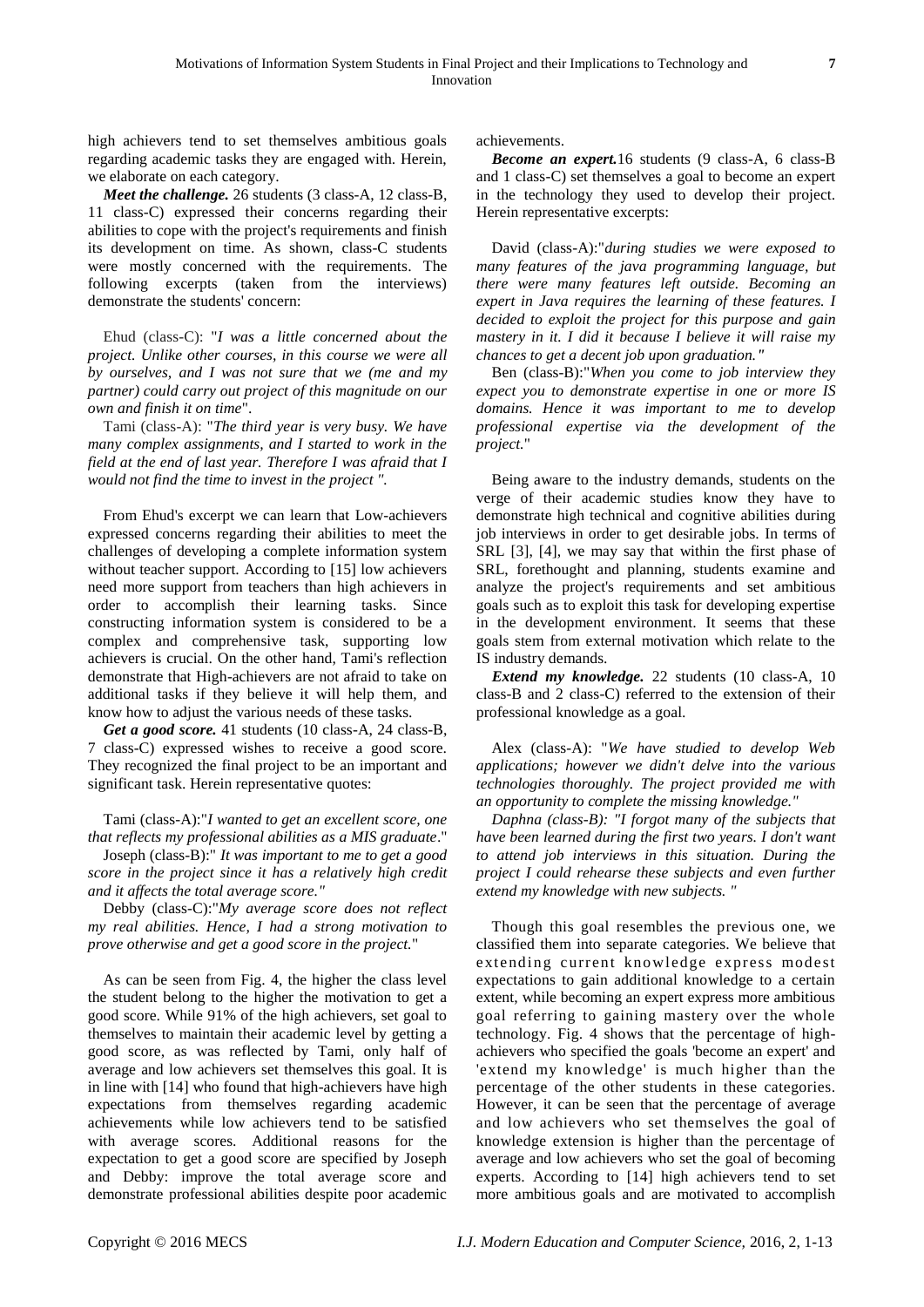high achievers tend to set themselves ambitious goals regarding academic tasks they are engaged with. Herein, we elaborate on each category.

***Meet the challenge.*** 26 students (3 class-A, 12 class-B, 11 class-C) expressed their concerns regarding their abilities to cope with the project's requirements and finish its development on time. As shown, class-C students were mostly concerned with the requirements. The following excerpts (taken from the interviews) demonstrate the students' concern:

Ehud (class-C): "*I was a little concerned about the project. Unlike other courses, in this course we were all by ourselves, and I was not sure that we (me and my partner) could carry out project of this magnitude on our own and finish it on time*".

Tami (class-A): "*The third year is very busy. We have many complex assignments, and I started to work in the field at the end of last year. Therefore I was afraid that I would not find the time to invest in the project ".*

From Ehud's excerpt we can learn that Low-achievers expressed concerns regarding their abilities to meet the challenges of developing a complete information system without teacher support. According to [15] low achievers need more support from teachers than high achievers in order to accomplish their learning tasks. Since constructing information system is considered to be a complex and comprehensive task, supporting low achievers is crucial. On the other hand, Tami's reflection demonstrate that High-achievers are not afraid to take on additional tasks if they believe it will help them, and know how to adjust the various needs of these tasks.

***Get a good score.*** 41 students (10 class-A, 24 class-B, 7 class-C) expressed wishes to receive a good score. They recognized the final project to be an important and significant task. Herein representative quotes:

Tami (class-A):"*I wanted to get an excellent score, one that reflects my professional abilities as a MIS graduate*."

Joseph (class-B):" *It was important to me to get a good score in the project since it has a relatively high credit and it affects the total average score."*

Debby (class-C):"*My average score does not reflect my real abilities. Hence, I had a strong motivation to prove otherwise and get a good score in the project.*"

As can be seen from Fig. 4, the higher the class level the student belong to the higher the motivation to get a good score. While 91% of the high achievers, set goal to themselves to maintain their academic level by getting a good score, as was reflected by Tami, only half of average and low achievers set themselves this goal. It is in line with [14] who found that high-achievers have high expectations from themselves regarding academic achievements while low achievers tend to be satisfied with average scores. Additional reasons for the expectation to get a good score are specified by Joseph and Debby: improve the total average score and demonstrate professional abilities despite poor academic achievements.

***Become an expert.*** 16 students (9 class-A, 6 class-B and 1 class-C) set themselves a goal to become an expert in the technology they used to develop their project. Herein representative excerpts:

David (class-A):"*during studies we were exposed to many features of the java programming language, but there were many features left outside. Becoming an expert in Java requires the learning of these features. I decided to exploit the project for this purpose and gain mastery in it. I did it because I believe it will raise my chances to get a decent job upon graduation."*

Ben (class-B):"*When you come to job interview they expect you to demonstrate expertise in one or more IS domains. Hence it was important to me to develop professional expertise via the development of the project.*"

Being aware to the industry demands, students on the verge of their academic studies know they have to demonstrate high technical and cognitive abilities during job interviews in order to get desirable jobs. In terms of SRL [3], [4], we may say that within the first phase of SRL, forethought and planning, students examine and analyze the project's requirements and set ambitious goals such as to exploit this task for developing expertise in the development environment. It seems that these goals stem from external motivation which relate to the IS industry demands.

***Extend my knowledge.*** 22 students (10 class-A, 10 class-B and 2 class-C) referred to the extension of their professional knowledge as a goal.

Alex (class-A): "*We have studied to develop Web applications; however we didn't delve into the various technologies thoroughly. The project provided me with an opportunity to complete the missing knowledge."*

*Daphna (class-B): "I forgot many of the subjects that have been learned during the first two years. I don't want to attend job interviews in this situation. During the project I could rehearse these subjects and even further extend my knowledge with new subjects. "*

Though this goal resembles the previous one, we classified them into separate categories. We believe that extending current knowledge express modest expectations to gain additional knowledge to a certain extent, while becoming an expert express more ambitious goal referring to gaining mastery over the whole technology. Fig. 4 shows that the percentage of high-achievers who specified the goals 'become an expert' and 'extend my knowledge' is much higher than the percentage of the other students in these categories. However, it can be seen that the percentage of average and low achievers who set themselves the goal of knowledge extension is higher than the percentage of average and low achievers who set the goal of becoming experts. According to [14] high achievers tend to set more ambitious goals and are motivated to accomplish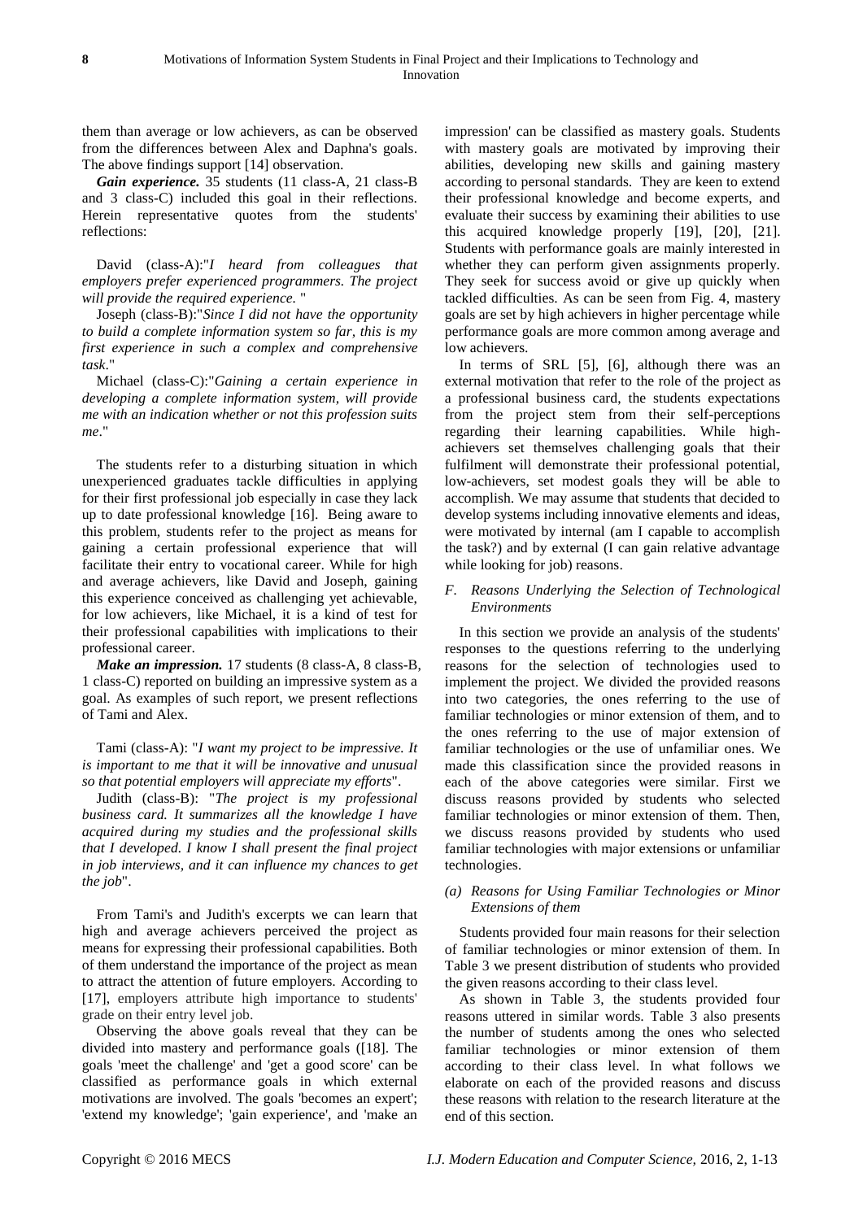them than average or low achievers, as can be observed from the differences between Alex and Daphna's goals. The above findings support [14] observation.

***Gain experience.*** 35 students (11 class-A, 21 class-B and 3 class-C) included this goal in their reflections. Herein representative quotes from the students' reflections:

David (class-A):"*I heard from colleagues that employers prefer experienced programmers. The project will provide the required experience.* "

Joseph (class-B):"*Since I did not have the opportunity to build a complete information system so far, this is my first experience in such a complex and comprehensive task.*"

Michael (class-C):"*Gaining a certain experience in developing a complete information system, will provide me with an indication whether or not this profession suits me*."

The students refer to a disturbing situation in which unexperienced graduates tackle difficulties in applying for their first professional job especially in case they lack up to date professional knowledge [16]. Being aware to this problem, students refer to the project as means for gaining a certain professional experience that will facilitate their entry to vocational career. While for high and average achievers, like David and Joseph, gaining this experience conceived as challenging yet achievable, for low achievers, like Michael, it is a kind of test for their professional capabilities with implications to their professional career.

***Make an impression.*** 17 students (8 class-A, 8 class-B, 1 class-C) reported on building an impressive system as a goal. As examples of such report, we present reflections of Tami and Alex.

Tami (class-A): "*I want my project to be impressive. It is important to me that it will be innovative and unusual so that potential employers will appreciate my efforts*".

Judith (class-B): "*The project is my professional business card. It summarizes all the knowledge I have acquired during my studies and the professional skills that I developed. I know I shall present the final project in job interviews, and it can influence my chances to get the job*".

From Tami's and Judith's excerpts we can learn that high and average achievers perceived the project as means for expressing their professional capabilities. Both of them understand the importance of the project as mean to attract the attention of future employers. According to [17], employers attribute high importance to students' grade on their entry level job.

Observing the above goals reveal that they can be divided into mastery and performance goals ([18]. The goals 'meet the challenge' and 'get a good score' can be classified as performance goals in which external motivations are involved. The goals 'becomes an expert'; 'extend my knowledge'; 'gain experience', and 'make an impression' can be classified as mastery goals. Students with mastery goals are motivated by improving their abilities, developing new skills and gaining mastery according to personal standards. They are keen to extend their professional knowledge and become experts, and evaluate their success by examining their abilities to use this acquired knowledge properly [19], [20], [21]. Students with performance goals are mainly interested in whether they can perform given assignments properly. They seek for success avoid or give up quickly when tackled difficulties. As can be seen from Fig. 4, mastery goals are set by high achievers in higher percentage while performance goals are more common among average and low achievers.

In terms of SRL [5], [6], although there was an external motivation that refer to the role of the project as a professional business card, the students expectations from the project stem from their self-perceptions regarding their learning capabilities. While high-achievers set themselves challenging goals that their fulfilment will demonstrate their professional potential, low-achievers, set modest goals they will be able to accomplish. We may assume that students that decided to develop systems including innovative elements and ideas, were motivated by internal (am I capable to accomplish the task?) and by external (I can gain relative advantage while looking for job) reasons.

### *F. Reasons Underlying the Selection of Technological Environments*

In this section we provide an analysis of the students' responses to the questions referring to the underlying reasons for the selection of technologies used to implement the project. We divided the provided reasons into two categories, the ones referring to the use of familiar technologies or minor extension of them, and to the ones referring to the use of major extension of familiar technologies or the use of unfamiliar ones. We made this classification since the provided reasons in each of the above categories were similar. First we discuss reasons provided by students who selected familiar technologies or minor extension of them. Then, we discuss reasons provided by students who used familiar technologies with major extensions or unfamiliar technologies.

#### *(a) Reasons for Using Familiar Technologies or Minor Extensions of them*

Students provided four main reasons for their selection of familiar technologies or minor extension of them. In Table 3 we present distribution of students who provided the given reasons according to their class level.

As shown in Table 3, the students provided four reasons uttered in similar words. Table 3 also presents the number of students among the ones who selected familiar technologies or minor extension of them according to their class level. In what follows we elaborate on each of the provided reasons and discuss these reasons with relation to the research literature at the end of this section.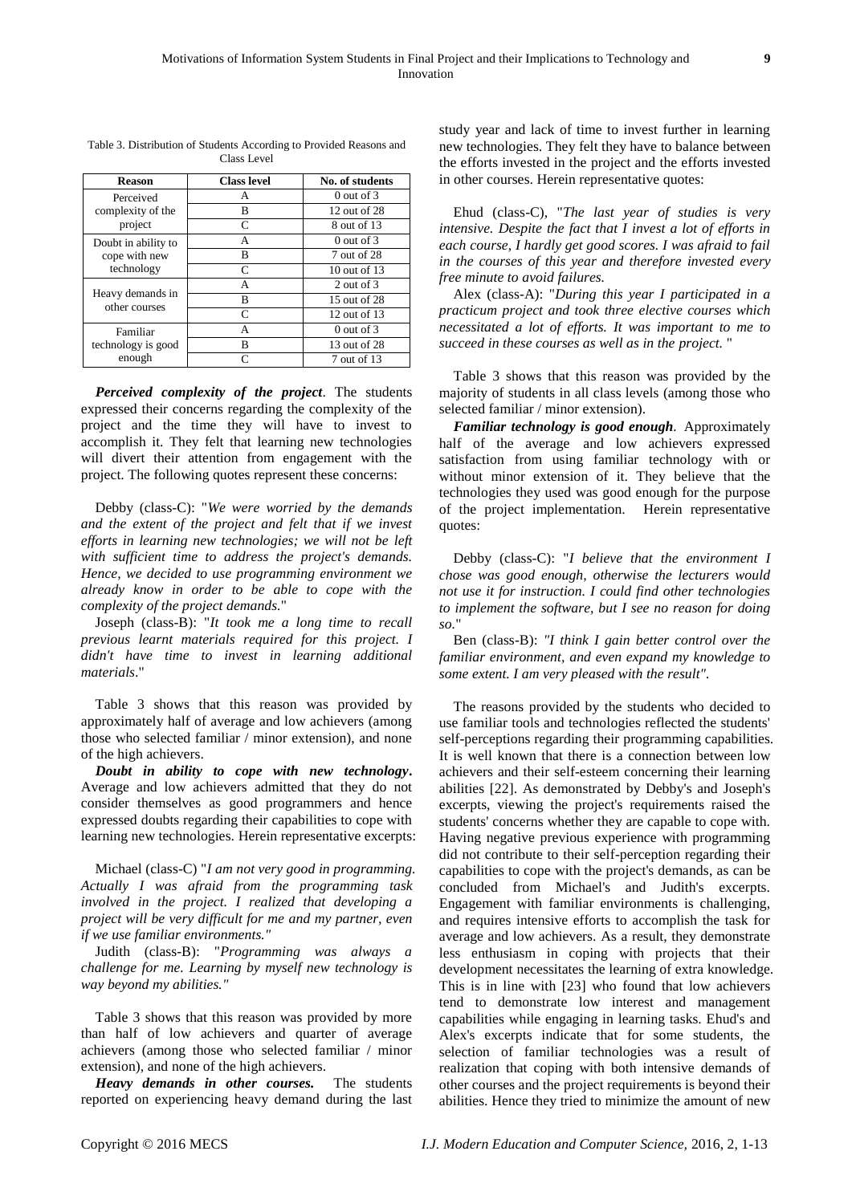Table 3. Distribution of Students According to Provided Reasons and Class Level

| Reason | Class level | No. of students |
|---|---|---|
| Perceived complexity of the project | A | 0 out of 3 |
| | B | 12 out of 28 |
| | C | 8 out of 13 |
| Doubt in ability to cope with new technology | A | 0 out of 3 |
| | B | 7 out of 28 |
| | C | 10 out of 13 |
| Heavy demands in other courses | A | 2 out of 3 |
| | B | 15 out of 28 |
| | C | 12 out of 13 |
| Familiar technology is good enough | A | 0 out of 3 |
| | B | 13 out of 28 |
| | C | 7 out of 13 |

***Perceived complexity of the project***. The students expressed their concerns regarding the complexity of the project and the time they will have to invest to accomplish it. They felt that learning new technologies will divert their attention from engagement with the project. The following quotes represent these concerns:

Debby (class-C): "*We were worried by the demands and the extent of the project and felt that if we invest efforts in learning new technologies; we will not be left with sufficient time to address the project's demands. Hence, we decided to use programming environment we already know in order to be able to cope with the complexity of the project demands.*"

Joseph (class-B): "*It took me a long time to recall previous learnt materials required for this project. I didn't have time to invest in learning additional materials*."

Table 3 shows that this reason was provided by approximately half of average and low achievers (among those who selected familiar / minor extension), and none of the high achievers.

***Doubt in ability to cope with new technology***. Average and low achievers admitted that they do not consider themselves as good programmers and hence expressed doubts regarding their capabilities to cope with learning new technologies. Herein representative excerpts:

Michael (class-C) "*I am not very good in programming. Actually I was afraid from the programming task involved in the project. I realized that developing a project will be very difficult for me and my partner, even if we use familiar environments."*

Judith (class-B): "*Programming was always a challenge for me. Learning by myself new technology is way beyond my abilities."*

Table 3 shows that this reason was provided by more than half of low achievers and quarter of average achievers (among those who selected familiar / minor extension), and none of the high achievers.

***Heavy demands in other courses.*** The students reported on experiencing heavy demand during the last study year and lack of time to invest further in learning new technologies. They felt they have to balance between the efforts invested in the project and the efforts invested in other courses. Herein representative quotes:

Ehud (class-C), "*The last year of studies is very intensive. Despite the fact that I invest a lot of efforts in each course, I hardly get good scores. I was afraid to fail in the courses of this year and therefore invested every free minute to avoid failures.*

Alex (class-A): "*During this year I participated in a practicum project and took three elective courses which necessitated a lot of efforts. It was important to me to succeed in these courses as well as in the project.* "

Table 3 shows that this reason was provided by the majority of students in all class levels (among those who selected familiar / minor extension).

***Familiar technology is good enough***. Approximately half of the average and low achievers expressed satisfaction from using familiar technology with or without minor extension of it. They believe that the technologies they used was good enough for the purpose of the project implementation. Herein representative quotes:

Debby (class-C): "*I believe that the environment I chose was good enough, otherwise the lecturers would not use it for instruction. I could find other technologies to implement the software, but I see no reason for doing so.*"

Ben (class-B): *"I think I gain better control over the familiar environment, and even expand my knowledge to some extent. I am very pleased with the result".*

The reasons provided by the students who decided to use familiar tools and technologies reflected the students' self-perceptions regarding their programming capabilities. It is well known that there is a connection between low achievers and their self-esteem concerning their learning abilities [22]. As demonstrated by Debby's and Joseph's excerpts, viewing the project's requirements raised the students' concerns whether they are capable to cope with. Having negative previous experience with programming did not contribute to their self-perception regarding their capabilities to cope with the project's demands, as can be concluded from Michael's and Judith's excerpts. Engagement with familiar environments is challenging, and requires intensive efforts to accomplish the task for average and low achievers. As a result, they demonstrate less enthusiasm in coping with projects that their development necessitates the learning of extra knowledge. This is in line with [23] who found that low achievers tend to demonstrate low interest and management capabilities while engaging in learning tasks. Ehud's and Alex's excerpts indicate that for some students, the selection of familiar technologies was a result of realization that coping with both intensive demands of other courses and the project requirements is beyond their abilities. Hence they tried to minimize the amount of new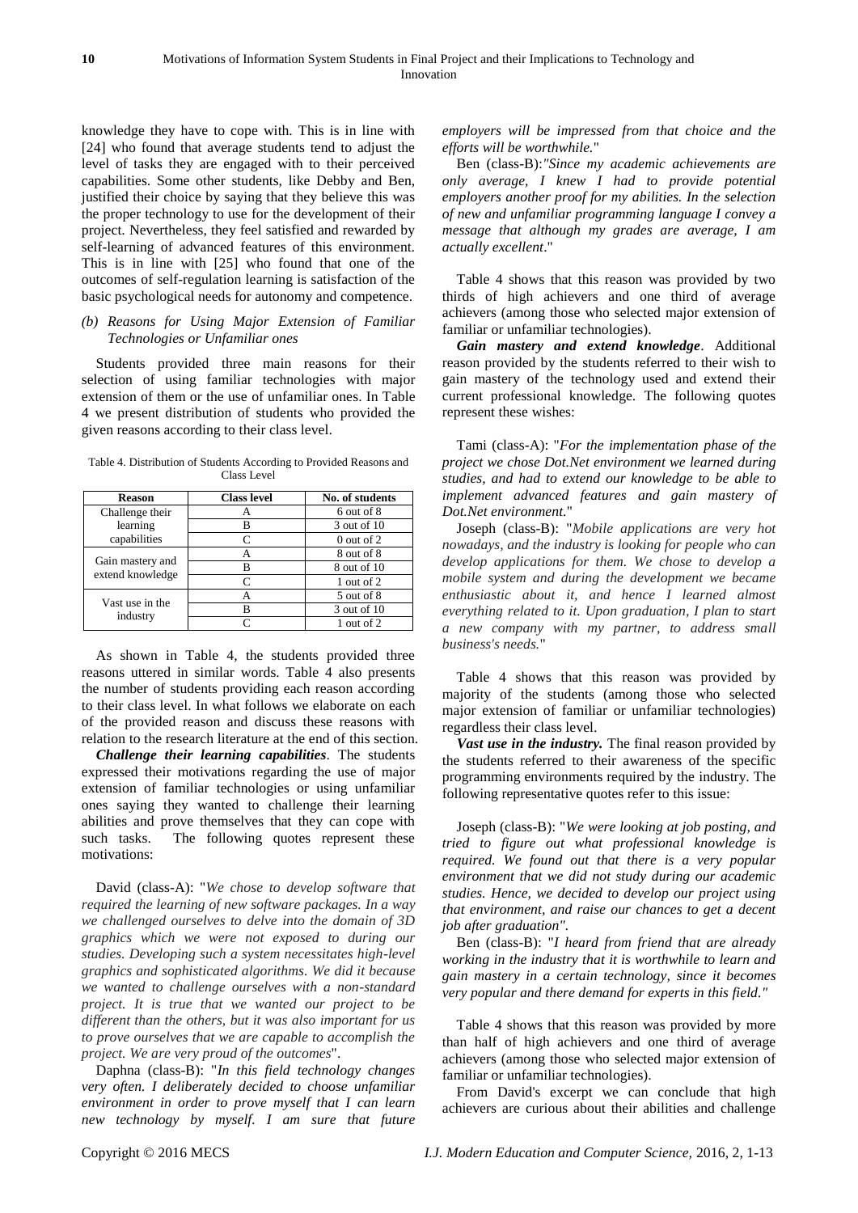knowledge they have to cope with. This is in line with [24] who found that average students tend to adjust the level of tasks they are engaged with to their perceived capabilities. Some other students, like Debby and Ben, justified their choice by saying that they believe this was the proper technology to use for the development of their project. Nevertheless, they feel satisfied and rewarded by self-learning of advanced features of this environment. This is in line with [25] who found that one of the outcomes of self-regulation learning is satisfaction of the basic psychological needs for autonomy and competence.

### *(b) Reasons for Using Major Extension of Familiar Technologies or Unfamiliar ones*

Students provided three main reasons for their selection of using familiar technologies with major extension of them or the use of unfamiliar ones. In Table 4 we present distribution of students who provided the given reasons according to their class level.

Table 4. Distribution of Students According to Provided Reasons and Class Level

| Reason | Class level | No. of students |
|---|---|---|
| Challenge their learning capabilities | A | 6 out of 8 |
| | B | 3 out of 10 |
| | C | 0 out of 2 |
| Gain mastery and extend knowledge | A | 8 out of 8 |
| | B | 8 out of 10 |
| | C | 1 out of 2 |
| Vast use in the industry | A | 5 out of 8 |
| | B | 3 out of 10 |
| | C | 1 out of 2 |

As shown in Table 4, the students provided three reasons uttered in similar words. Table 4 also presents the number of students providing each reason according to their class level. In what follows we elaborate on each of the provided reason and discuss these reasons with relation to the research literature at the end of this section.

***Challenge their learning capabilities***. The students expressed their motivations regarding the use of major extension of familiar technologies or using unfamiliar ones saying they wanted to challenge their learning abilities and prove themselves that they can cope with such tasks. The following quotes represent these motivations:

David (class-A): "*We chose to develop software that required the learning of new software packages. In a way we challenged ourselves to delve into the domain of 3D graphics which we were not exposed to during our studies. Developing such a system necessitates high-level graphics and sophisticated algorithms. We did it because we wanted to challenge ourselves with a non-standard project. It is true that we wanted our project to be different than the others, but it was also important for us to prove ourselves that we are capable to accomplish the project. We are very proud of the outcomes*".

Daphna (class-B): "*In this field technology changes very often. I deliberately decided to choose unfamiliar environment in order to prove myself that I can learn new technology by myself. I am sure that future employers will be impressed from that choice and the efforts will be worthwhile.*"

Ben (class-B):*"Since my academic achievements are only average, I knew I had to provide potential employers another proof for my abilities. In the selection of new and unfamiliar programming language I convey a message that although my grades are average, I am actually excellent*."

Table 4 shows that this reason was provided by two thirds of high achievers and one third of average achievers (among those who selected major extension of familiar or unfamiliar technologies).

***Gain mastery and extend knowledge***. Additional reason provided by the students referred to their wish to gain mastery of the technology used and extend their current professional knowledge. The following quotes represent these wishes:

Tami (class-A): "*For the implementation phase of the project we chose Dot.Net environment we learned during studies, and had to extend our knowledge to be able to implement advanced features and gain mastery of Dot.Net environment.*"

Joseph (class-B): "*Mobile applications are very hot nowadays, and the industry is looking for people who can develop applications for them. We chose to develop a mobile system and during the development we became enthusiastic about it, and hence I learned almost everything related to it. Upon graduation, I plan to start a new company with my partner, to address small business's needs.*"

Table 4 shows that this reason was provided by majority of the students (among those who selected major extension of familiar or unfamiliar technologies) regardless their class level.

***Vast use in the industry.*** The final reason provided by the students referred to their awareness of the specific programming environments required by the industry. The following representative quotes refer to this issue:

Joseph (class-B): "*We were looking at job posting, and tried to figure out what professional knowledge is required. We found out that there is a very popular environment that we did not study during our academic studies. Hence, we decided to develop our project using that environment, and raise our chances to get a decent job after graduation"*.

Ben (class-B): "*I heard from friend that are already working in the industry that it is worthwhile to learn and gain mastery in a certain technology, since it becomes very popular and there demand for experts in this field."*

Table 4 shows that this reason was provided by more than half of high achievers and one third of average achievers (among those who selected major extension of familiar or unfamiliar technologies).

From David's excerpt we can conclude that high achievers are curious about their abilities and challenge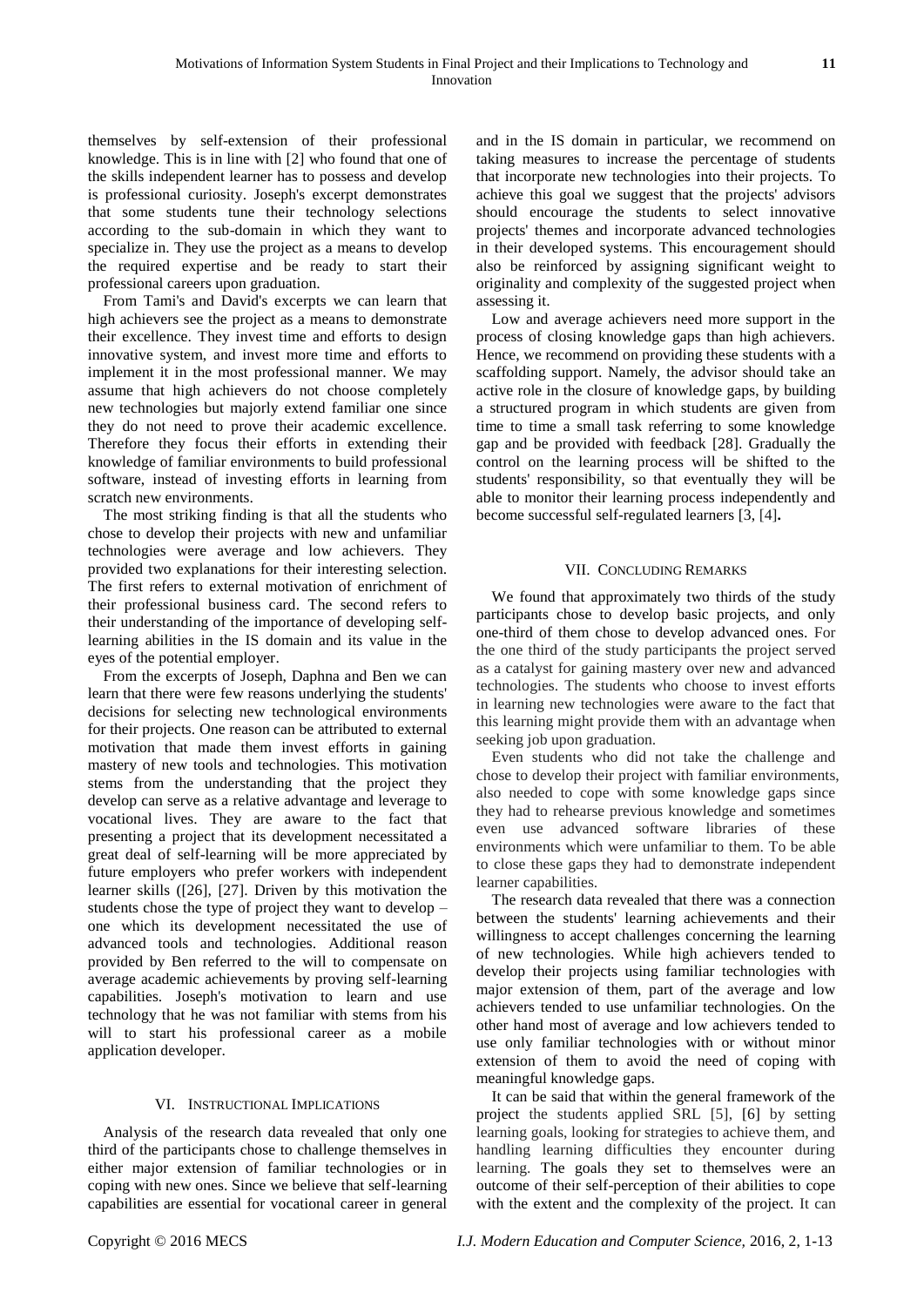themselves by self-extension of their professional knowledge. This is in line with [2] who found that one of the skills independent learner has to possess and develop is professional curiosity. Joseph's excerpt demonstrates that some students tune their technology selections according to the sub-domain in which they want to specialize in. They use the project as a means to develop the required expertise and be ready to start their professional careers upon graduation.

From Tami's and David's excerpts we can learn that high achievers see the project as a means to demonstrate their excellence. They invest time and efforts to design innovative system, and invest more time and efforts to implement it in the most professional manner. We may assume that high achievers do not choose completely new technologies but majorly extend familiar one since they do not need to prove their academic excellence. Therefore they focus their efforts in extending their knowledge of familiar environments to build professional software, instead of investing efforts in learning from scratch new environments.

The most striking finding is that all the students who chose to develop their projects with new and unfamiliar technologies were average and low achievers. They provided two explanations for their interesting selection. The first refers to external motivation of enrichment of their professional business card. The second refers to their understanding of the importance of developing self-learning abilities in the IS domain and its value in the eyes of the potential employer.

From the excerpts of Joseph, Daphna and Ben we can learn that there were few reasons underlying the students' decisions for selecting new technological environments for their projects. One reason can be attributed to external motivation that made them invest efforts in gaining mastery of new tools and technologies. This motivation stems from the understanding that the project they develop can serve as a relative advantage and leverage to vocational lives. They are aware to the fact that presenting a project that its development necessitated a great deal of self-learning will be more appreciated by future employers who prefer workers with independent learner skills ([26], [27]. Driven by this motivation the students chose the type of project they want to develop – one which its development necessitated the use of advanced tools and technologies. Additional reason provided by Ben referred to the will to compensate on average academic achievements by proving self-learning capabilities. Joseph's motivation to learn and use technology that he was not familiar with stems from his will to start his professional career as a mobile application developer.

## VI. Instructional Implications

Analysis of the research data revealed that only one third of the participants chose to challenge themselves in either major extension of familiar technologies or in coping with new ones. Since we believe that self-learning capabilities are essential for vocational career in general and in the IS domain in particular, we recommend on taking measures to increase the percentage of students that incorporate new technologies into their projects. To achieve this goal we suggest that the projects' advisors should encourage the students to select innovative projects' themes and incorporate advanced technologies in their developed systems. This encouragement should also be reinforced by assigning significant weight to originality and complexity of the suggested project when assessing it.

Low and average achievers need more support in the process of closing knowledge gaps than high achievers. Hence, we recommend on providing these students with a scaffolding support. Namely, the advisor should take an active role in the closure of knowledge gaps, by building a structured program in which students are given from time to time a small task referring to some knowledge gap and be provided with feedback [28]. Gradually the control on the learning process will be shifted to the students' responsibility, so that eventually they will be able to monitor their learning process independently and become successful self-regulated learners [3, [4]**.**

## VII. Concluding Remarks

We found that approximately two thirds of the study participants chose to develop basic projects, and only one-third of them chose to develop advanced ones. For the one third of the study participants the project served as a catalyst for gaining mastery over new and advanced technologies. The students who choose to invest efforts in learning new technologies were aware to the fact that this learning might provide them with an advantage when seeking job upon graduation.

Even students who did not take the challenge and chose to develop their project with familiar environments, also needed to cope with some knowledge gaps since they had to rehearse previous knowledge and sometimes even use advanced software libraries of these environments which were unfamiliar to them. To be able to close these gaps they had to demonstrate independent learner capabilities.

The research data revealed that there was a connection between the students' learning achievements and their willingness to accept challenges concerning the learning of new technologies. While high achievers tended to develop their projects using familiar technologies with major extension of them, part of the average and low achievers tended to use unfamiliar technologies. On the other hand most of average and low achievers tended to use only familiar technologies with or without minor extension of them to avoid the need of coping with meaningful knowledge gaps.

It can be said that within the general framework of the project the students applied SRL [5], [6] by setting learning goals, looking for strategies to achieve them, and handling learning difficulties they encounter during learning. The goals they set to themselves were an outcome of their self-perception of their abilities to cope with the extent and the complexity of the project. It can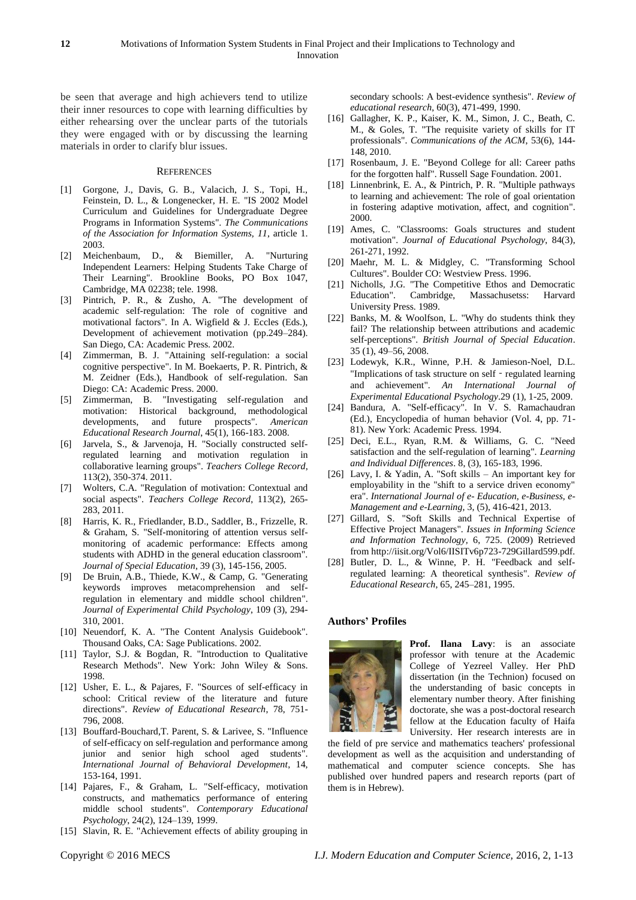be seen that average and high achievers tend to utilize their inner resources to cope with learning difficulties by either rehearsing over the unclear parts of the tutorials they were engaged with or by discussing the learning materials in order to clarify blur issues.

## REFERENCES

[1] Gorgone, J., Davis, G. B., Valacich, J. S., Topi, H., Feinstein, D. L., & Longenecker, H. E. "IS 2002 Model Curriculum and Guidelines for Undergraduate Degree Programs in Information Systems". *The Communications of the Association for Information Systems, 11*, article 1. 2003.

[2] Meichenbaum, D., & Biemiller, A. "Nurturing Independent Learners: Helping Students Take Charge of Their Learning". Brookline Books, PO Box 1047, Cambridge, MA 02238; tele. 1998.

[3] Pintrich, P. R., & Zusho, A. "The development of academic self-regulation: The role of cognitive and motivational factors". In A. Wigfield & J. Eccles (Eds.), Development of achievement motivation (pp.249–284). San Diego, CA: Academic Press. 2002.

[4] Zimmerman, B. J. "Attaining self-regulation: a social cognitive perspective". In M. Boekaerts, P. R. Pintrich, & M. Zeidner (Eds.), Handbook of self-regulation. San Diego: CA: Academic Press. 2000.

[5] Zimmerman, B. "Investigating self-regulation and motivation: Historical background, methodological developments, and future prospects". *American Educational Research Journal*, 45(1), 166-183. 2008.

[6] Jarvela, S., & Jarvenoja, H. "Socially constructed self-regulated learning and motivation regulation in collaborative learning groups". *Teachers College Record*, 113(2), 350-374. 2011.

[7] Wolters, C.A. "Regulation of motivation: Contextual and social aspects". *Teachers College Record*, 113(2), 265-283, 2011.

[8] Harris, K. R., Friedlander, B.D., Saddler, B., Frizzelle, R. & Graham, S. "Self-monitoring of attention versus self-monitoring of academic performance: Effects among students with ADHD in the general education classroom". *Journal of Special Education*, 39 (3), 145-156, 2005.

[9] De Bruin, A.B., Thiede, K.W., & Camp, G. "Generating keywords improves metacomprehension and self-regulation in elementary and middle school children". *Journal of Experimental Child Psychology*, 109 (3), 294-310, 2001.

[10] Neuendorf, K. A. "The Content Analysis Guidebook". Thousand Oaks, CA: Sage Publications. 2002.

[11] Taylor, S.J. & Bogdan, R. "Introduction to Qualitative Research Methods". New York: John Wiley & Sons. 1998.

[12] Usher, E. L., & Pajares, F. "Sources of self-efficacy in school: Critical review of the literature and future directions". *Review of Educational Research*, 78, 751-796, 2008.

[13] Bouffard-Bouchard,T. Parent, S. & Larivee, S. "Influence of self-efficacy on self-regulation and performance among junior and senior high school aged students". *International Journal of Behavioral Development*, 14, 153-164, 1991.

[14] Pajares, F., & Graham, L. "Self-efficacy, motivation constructs, and mathematics performance of entering middle school students". *Contemporary Educational Psychology*, 24(2), 124–139, 1999.

[15] Slavin, R. E. "Achievement effects of ability grouping in secondary schools: A best-evidence synthesis". *Review of educational research*, 60(3), 471-499, 1990.

[16] Gallagher, K. P., Kaiser, K. M., Simon, J. C., Beath, C. M., & Goles, T. "The requisite variety of skills for IT professionals". *Communications of the ACM*, 53(6), 144-148, 2010.

[17] Rosenbaum, J. E. "Beyond College for all: Career paths for the forgotten half". Russell Sage Foundation. 2001.

[18] Linnenbrink, E. A., & Pintrich, P. R. "Multiple pathways to learning and achievement: The role of goal orientation in fostering adaptive motivation, affect, and cognition". 2000.

[19] Ames, C. "Classrooms: Goals structures and student motivation". *Journal of Educational Psychology*, 84(3), 261-271, 1992.

[20] Maehr, M. L. & Midgley, C. "Transforming School Cultures". Boulder CO: Westview Press. 1996.

[21] Nicholls, J.G. "The Competitive Ethos and Democratic Education". Cambridge, Massachusetss: Harvard University Press. 1989.

[22] Banks, M. & Woolfson, L. "Why do students think they fail? The relationship between attributions and academic self-perceptions". *British Journal of Special Education*. 35 (1), 49–56, 2008.

[23] Lodewyk, K.R., Winne, P.H. & Jamieson-Noel, D.L. "Implications of task structure on self - regulated learning and achievement". *An International Journal of Experimental Educational Psychology*.29 (1), 1-25, 2009.

[24] Bandura, A. "Self-efficacy". In V. S. Ramachaudran (Ed.), Encyclopedia of human behavior (Vol. 4, pp. 71-81). New York: Academic Press. 1994.

[25] Deci, E.L., Ryan, R.M. & Williams, G. C. "Need satisfaction and the self-regulation of learning". *Learning and Individual Differences*. 8, (3), 165-183, 1996.

[26] Lavy, I. & Yadin, A. "Soft skills – An important key for employability in the "shift to a service driven economy" era". *International Journal of e- Education, e-Business, e-Management and e-Learning*, 3, (5), 416-421, 2013.

[27] Gillard, S. "Soft Skills and Technical Expertise of Effective Project Managers". *Issues in Informing Science and Information Technology*, 6, 725. (2009) Retrieved from http://iisit.org/Vol6/IISITv6p723-729Gillard599.pdf.

[28] Butler, D. L., & Winne, P. H. "Feedback and self-regulated learning: A theoretical synthesis". *Review of Educational Research*, 65, 245–281, 1995.

## Authors' Profiles

**Prof. Ilana Lavy**: is an associate professor with tenure at the Academic College of Yezreel Valley. Her PhD dissertation (in the Technion) focused on the understanding of basic concepts in elementary number theory. After finishing doctorate, she was a post-doctoral research fellow at the Education faculty of Haifa University. Her research interests are in the field of pre service and mathematics teachers' professional development as well as the acquisition and understanding of mathematical and computer science concepts. She has published over hundred papers and research reports (part of them is in Hebrew).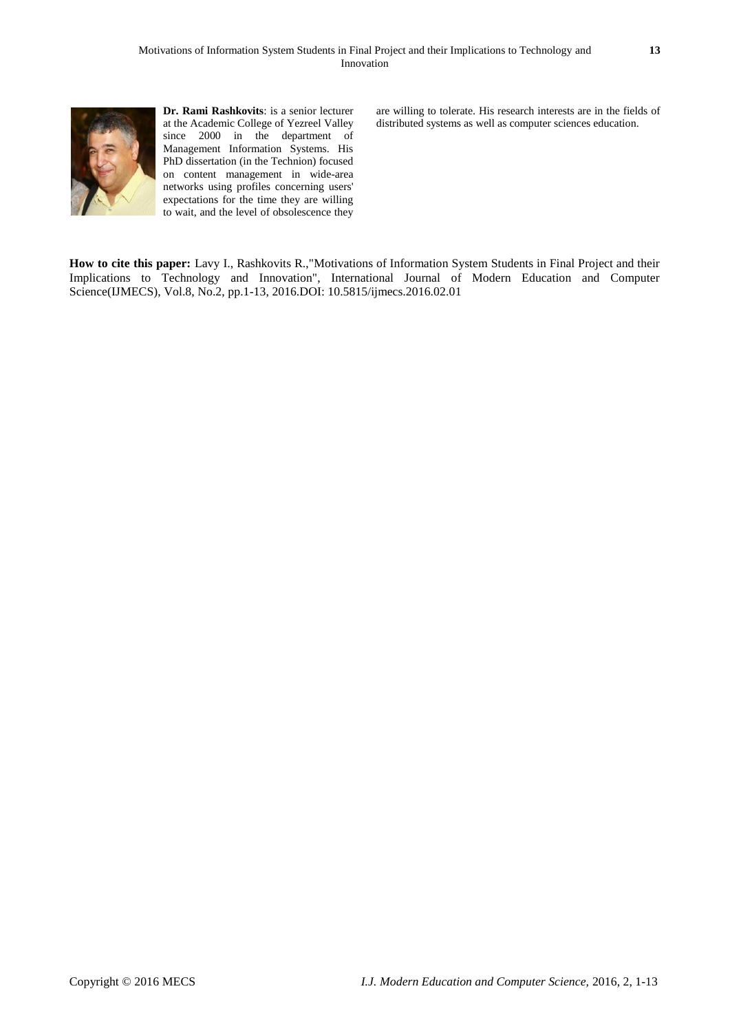**Dr. Rami Rashkovits**: is a senior lecturer at the Academic College of Yezreel Valley since 2000 in the department of Management Information Systems. His PhD dissertation (in the Technion) focused on content management in wide-area networks using profiles concerning users' expectations for the time they are willing to wait, and the level of obsolescence they are willing to tolerate. His research interests are in the fields of distributed systems as well as computer sciences education.

**How to cite this paper:** Lavy I., Rashkovits R.,"Motivations of Information System Students in Final Project and their Implications to Technology and Innovation", International Journal of Modern Education and Computer Science(IJMECS), Vol.8, No.2, pp.1-13, 2016.DOI: 10.5815/ijmecs.2016.02.01